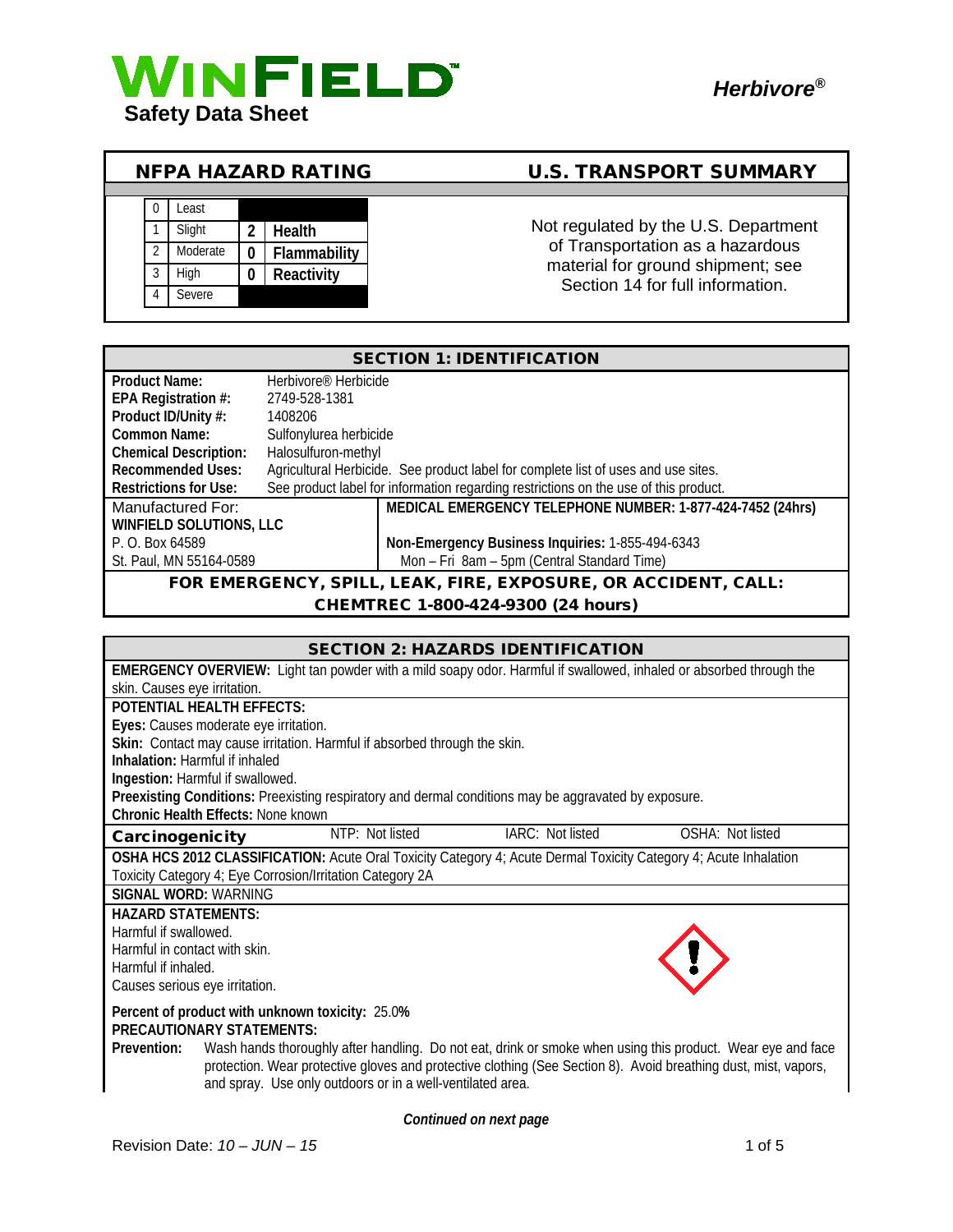**WINFIELD™**

**Safety Data Sheet**

***Herbivore®***

## NFPA HAZARD RATING

| | | | |
|---|---|---|---|
| 0 | Least | | |
| 1 | Slight | 2 | Health |
| 2 | Moderate | 0 | Flammability |
| 3 | High | 0 | Reactivity |
| 4 | Severe | | |

## U.S. TRANSPORT SUMMARY

Not regulated by the U.S. Department of Transportation as a hazardous material for ground shipment; see Section 14 for full information.

## SECTION 1: IDENTIFICATION

| | |
|---|---|
| **Product Name:** | Herbivore® Herbicide |
| **EPA Registration #:** | 2749-528-1381 |
| **Product ID/Unity #:** | 1408206 |
| **Common Name:** | Sulfonylurea herbicide |
| **Chemical Description:** | Halosulfuron-methyl |
| **Recommended Uses:** | Agricultural Herbicide. See product label for complete list of uses and use sites. |
| **Restrictions for Use:** | See product label for information regarding restrictions on the use of this product. |

| | |
|---|---|
| Manufactured For: | **MEDICAL EMERGENCY TELEPHONE NUMBER: 1-877-424-7452 (24hrs)** |
| **WINFIELD SOLUTIONS, LLC** | |
| P. O. Box 64589 | **Non-Emergency Business Inquiries:** 1-855-494-6343 |
| St. Paul, MN 55164-0589 | Mon – Fri 8am – 5pm (Central Standard Time) |

**FOR EMERGENCY, SPILL, LEAK, FIRE, EXPOSURE, OR ACCIDENT, CALL: CHEMTREC 1-800-424-9300 (24 hours)**

## SECTION 2: HAZARDS IDENTIFICATION

**EMERGENCY OVERVIEW:** Light tan powder with a mild soapy odor. Harmful if swallowed, inhaled or absorbed through the skin. Causes eye irritation.

**POTENTIAL HEALTH EFFECTS:**

**Eyes:** Causes moderate eye irritation.

**Skin:** Contact may cause irritation. Harmful if absorbed through the skin.

**Inhalation:** Harmful if inhaled

**Ingestion:** Harmful if swallowed.

**Preexisting Conditions:** Preexisting respiratory and dermal conditions may be aggravated by exposure.

**Chronic Health Effects:** None known

| **Carcinogenicity** | NTP: Not listed | IARC: Not listed | OSHA: Not listed |
|---|---|---|---|

**OSHA HCS 2012 CLASSIFICATION:** Acute Oral Toxicity Category 4; Acute Dermal Toxicity Category 4; Acute Inhalation Toxicity Category 4; Eye Corrosion/Irritation Category 2A

**SIGNAL WORD:** WARNING

**HAZARD STATEMENTS:**

Harmful if swallowed.
Harmful in contact with skin.
Harmful if inhaled.
Causes serious eye irritation.

**Percent of product with unknown toxicity:** 25.0**%**

**PRECAUTIONARY STATEMENTS:**

**Prevention:** Wash hands thoroughly after handling. Do not eat, drink or smoke when using this product. Wear eye and face protection. Wear protective gloves and protective clothing (See Section 8). Avoid breathing dust, mist, vapors, and spray. Use only outdoors or in a well-ventilated area.

***Continued on next page***

Revision Date: *10 – JUN – 15*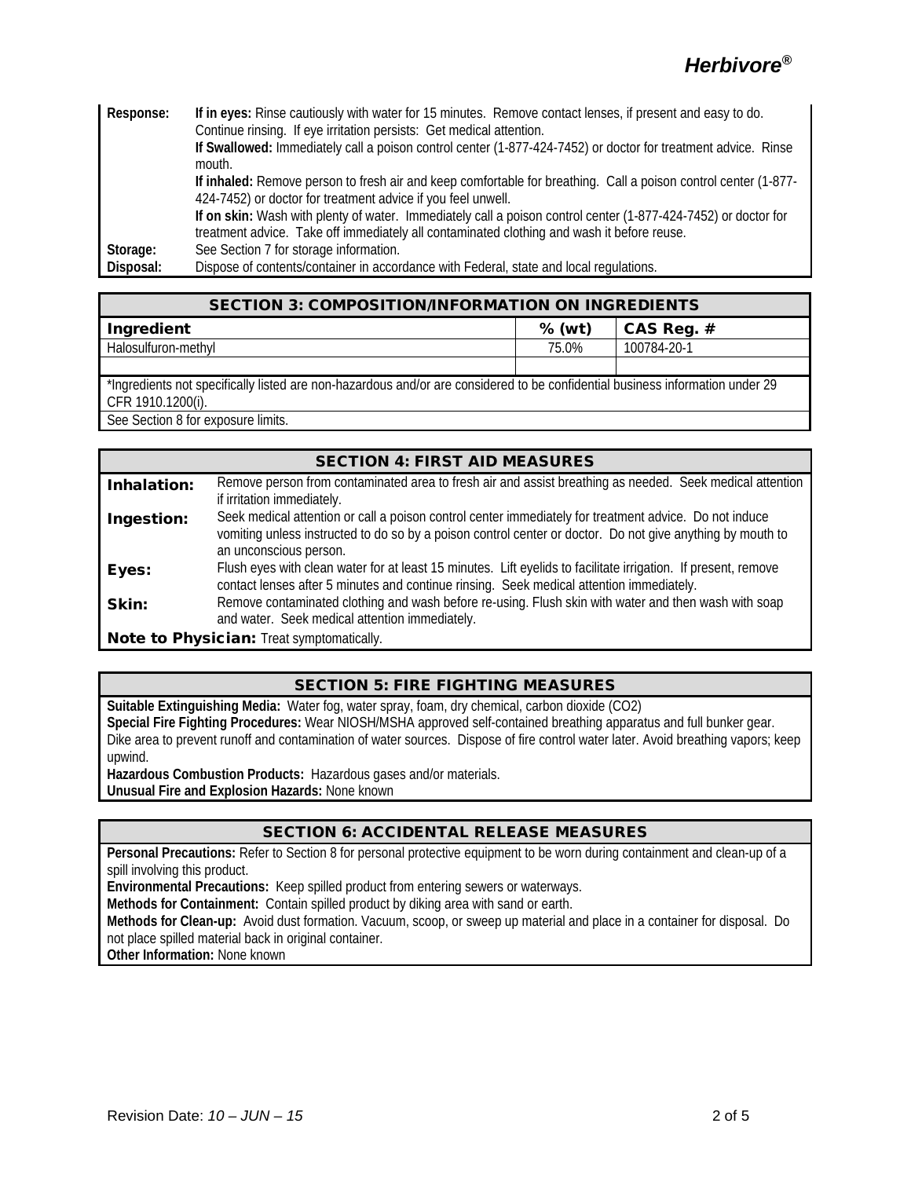| | |
|---|---|
| **Response:** | **If in eyes:** Rinse cautiously with water for 15 minutes. Remove contact lenses, if present and easy to do. Continue rinsing. If eye irritation persists: Get medical attention.<br>**If Swallowed:** Immediately call a poison control center (1-877-424-7452) or doctor for treatment advice. Rinse mouth.<br>**If inhaled:** Remove person to fresh air and keep comfortable for breathing. Call a poison control center (1-877-424-7452) or doctor for treatment advice if you feel unwell.<br>**If on skin:** Wash with plenty of water. Immediately call a poison control center (1-877-424-7452) or doctor for treatment advice. Take off immediately all contaminated clothing and wash it before reuse. |
| **Storage:** | See Section 7 for storage information. |
| **Disposal:** | Dispose of contents/container in accordance with Federal, state and local regulations. |

## SECTION 3: COMPOSITION/INFORMATION ON INGREDIENTS

| Ingredient | % (wt) | CAS Reg. # |
|---|---|---|
| Halosulfuron-methyl | 75.0% | 100784-20-1 |
| | | |

*Ingredients not specifically listed are non-hazardous and/or are considered to be confidential business information under 29 CFR 1910.1200(i).

See Section 8 for exposure limits.

## SECTION 4: FIRST AID MEASURES

**Inhalation:** Remove person from contaminated area to fresh air and assist breathing as needed. Seek medical attention if irritation immediately.

**Ingestion:** Seek medical attention or call a poison control center immediately for treatment advice. Do not induce vomiting unless instructed to do so by a poison control center or doctor. Do not give anything by mouth to an unconscious person.

**Eyes:** Flush eyes with clean water for at least 15 minutes. Lift eyelids to facilitate irrigation. If present, remove contact lenses after 5 minutes and continue rinsing. Seek medical attention immediately.

**Skin:** Remove contaminated clothing and wash before re-using. Flush skin with water and then wash with soap and water. Seek medical attention immediately.

**Note to Physician:** Treat symptomatically.

## SECTION 5: FIRE FIGHTING MEASURES

**Suitable Extinguishing Media:** Water fog, water spray, foam, dry chemical, carbon dioxide (CO2)

**Special Fire Fighting Procedures:** Wear NIOSH/MSHA approved self-contained breathing apparatus and full bunker gear. Dike area to prevent runoff and contamination of water sources. Dispose of fire control water later. Avoid breathing vapors; keep upwind.

**Hazardous Combustion Products:** Hazardous gases and/or materials.

**Unusual Fire and Explosion Hazards:** None known

## SECTION 6: ACCIDENTAL RELEASE MEASURES

**Personal Precautions:** Refer to Section 8 for personal protective equipment to be worn during containment and clean-up of a spill involving this product.

**Environmental Precautions:** Keep spilled product from entering sewers or waterways.

**Methods for Containment:** Contain spilled product by diking area with sand or earth.

**Methods for Clean-up:** Avoid dust formation. Vacuum, scoop, or sweep up material and place in a container for disposal. Do not place spilled material back in original container.

**Other Information:** None known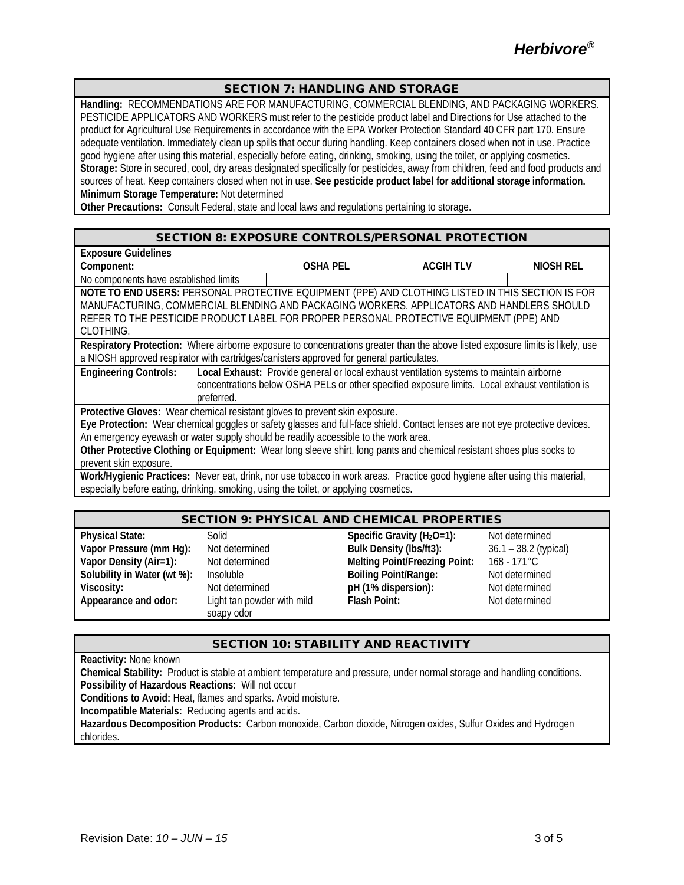## SECTION 7: HANDLING AND STORAGE

**Handling:** RECOMMENDATIONS ARE FOR MANUFACTURING, COMMERCIAL BLENDING, AND PACKAGING WORKERS. PESTICIDE APPLICATORS AND WORKERS must refer to the pesticide product label and Directions for Use attached to the product for Agricultural Use Requirements in accordance with the EPA Worker Protection Standard 40 CFR part 170. Ensure adequate ventilation. Immediately clean up spills that occur during handling. Keep containers closed when not in use. Practice good hygiene after using this material, especially before eating, drinking, smoking, using the toilet, or applying cosmetics.
**Storage:** Store in secured, cool, dry areas designated specifically for pesticides, away from children, feed and food products and sources of heat. Keep containers closed when not in use. **See pesticide product label for additional storage information.**
**Minimum Storage Temperature:** Not determined
**Other Precautions:** Consult Federal, state and local laws and regulations pertaining to storage.

## SECTION 8: EXPOSURE CONTROLS/PERSONAL PROTECTION

**Exposure Guidelines**

| Component: | OSHA PEL | ACGIH TLV | NIOSH REL |
|---|---|---|---|
| No components have established limits | | | |

**NOTE TO END USERS:** PERSONAL PROTECTIVE EQUIPMENT (PPE) AND CLOTHING LISTED IN THIS SECTION IS FOR MANUFACTURING, COMMERCIAL BLENDING AND PACKAGING WORKERS. APPLICATORS AND HANDLERS SHOULD REFER TO THE PESTICIDE PRODUCT LABEL FOR PROPER PERSONAL PROTECTIVE EQUIPMENT (PPE) AND CLOTHING.

**Respiratory Protection:** Where airborne exposure to concentrations greater than the above listed exposure limits is likely, use a NIOSH approved respirator with cartridges/canisters approved for general particulates.

**Engineering Controls:** **Local Exhaust:** Provide general or local exhaust ventilation systems to maintain airborne concentrations below OSHA PELs or other specified exposure limits. Local exhaust ventilation is preferred.

**Protective Gloves:** Wear chemical resistant gloves to prevent skin exposure.
**Eye Protection:** Wear chemical goggles or safety glasses and full-face shield. Contact lenses are not eye protective devices. An emergency eyewash or water supply should be readily accessible to the work area.
**Other Protective Clothing or Equipment:** Wear long sleeve shirt, long pants and chemical resistant shoes plus socks to prevent skin exposure.

**Work/Hygienic Practices:** Never eat, drink, nor use tobacco in work areas. Practice good hygiene after using this material, especially before eating, drinking, smoking, using the toilet, or applying cosmetics.

## SECTION 9: PHYSICAL AND CHEMICAL PROPERTIES

| | | | |
|---|---|---|---|
| **Physical State:** | Solid | **Specific Gravity ($H_2O$=1):** | Not determined |
| **Vapor Pressure (mm Hg):** | Not determined | **Bulk Density (lbs/ft3):** | 36.1 – 38.2 (typical) |
| **Vapor Density (Air=1):** | Not determined | **Melting Point/Freezing Point:** | 168 - 171°C |
| **Solubility in Water (wt %):** | Insoluble | **Boiling Point/Range:** | Not determined |
| **Viscosity:** | Not determined | **pH (1% dispersion):** | Not determined |
| **Appearance and odor:** | Light tan powder with mild soapy odor | **Flash Point:** | Not determined |

## SECTION 10: STABILITY AND REACTIVITY

**Reactivity:** None known
**Chemical Stability:** Product is stable at ambient temperature and pressure, under normal storage and handling conditions.
**Possibility of Hazardous Reactions:** Will not occur
**Conditions to Avoid:** Heat, flames and sparks. Avoid moisture.
**Incompatible Materials:** Reducing agents and acids.
**Hazardous Decomposition Products:** Carbon monoxide, Carbon dioxide, Nitrogen oxides, Sulfur Oxides and Hydrogen chlorides.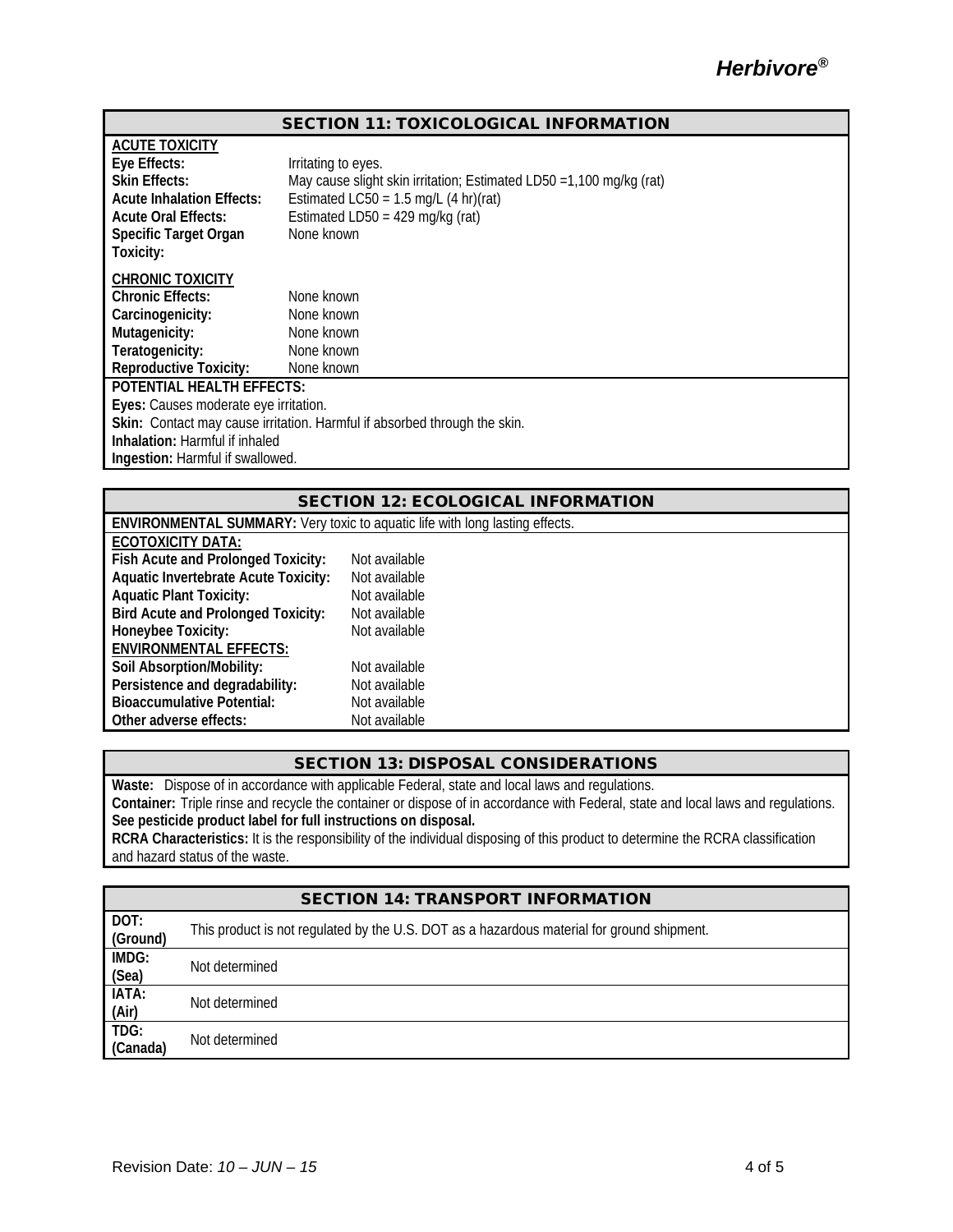## SECTION 11: TOXICOLOGICAL INFORMATION

**ACUTE TOXICITY**

| | |
|---|---|
| **Eye Effects:** | Irritating to eyes. |
| **Skin Effects:** | May cause slight skin irritation; Estimated LD50 =1,100 mg/kg (rat) |
| **Acute Inhalation Effects:** | Estimated LC50 = 1.5 mg/L (4 hr)(rat) |
| **Acute Oral Effects:** | Estimated LD50 = 429 mg/kg (rat) |
| **Specific Target Organ Toxicity:** | None known |

**CHRONIC TOXICITY**

| | |
|---|---|
| **Chronic Effects:** | None known |
| **Carcinogenicity:** | None known |
| **Mutagenicity:** | None known |
| **Teratogenicity:** | None known |
| **Reproductive Toxicity:** | None known |

**POTENTIAL HEALTH EFFECTS:**

**Eyes:** Causes moderate eye irritation.
**Skin:** Contact may cause irritation. Harmful if absorbed through the skin.
**Inhalation:** Harmful if inhaled
**Ingestion:** Harmful if swallowed.

## SECTION 12: ECOLOGICAL INFORMATION

**ENVIRONMENTAL SUMMARY:** Very toxic to aquatic life with long lasting effects.

**ECOTOXICITY DATA:**

| | |
|---|---|
| **Fish Acute and Prolonged Toxicity:** | Not available |
| **Aquatic Invertebrate Acute Toxicity:** | Not available |
| **Aquatic Plant Toxicity:** | Not available |
| **Bird Acute and Prolonged Toxicity:** | Not available |
| **Honeybee Toxicity:** | Not available |

**ENVIRONMENTAL EFFECTS:**

| | |
|---|---|
| **Soil Absorption/Mobility:** | Not available |
| **Persistence and degradability:** | Not available |
| **Bioaccumulative Potential:** | Not available |
| **Other adverse effects:** | Not available |

## SECTION 13: DISPOSAL CONSIDERATIONS

**Waste:** Dispose of in accordance with applicable Federal, state and local laws and regulations.
**Container:** Triple rinse and recycle the container or dispose of in accordance with Federal, state and local laws and regulations.
**See pesticide product label for full instructions on disposal.**
**RCRA Characteristics:** It is the responsibility of the individual disposing of this product to determine the RCRA classification and hazard status of the waste.

## SECTION 14: TRANSPORT INFORMATION

| | |
|---|---|
| **DOT: (Ground)** | This product is not regulated by the U.S. DOT as a hazardous material for ground shipment. |
| **IMDG: (Sea)** | Not determined |
| **IATA: (Air)** | Not determined |
| **TDG: (Canada)** | Not determined |

Revision Date: *10 – JUN – 15*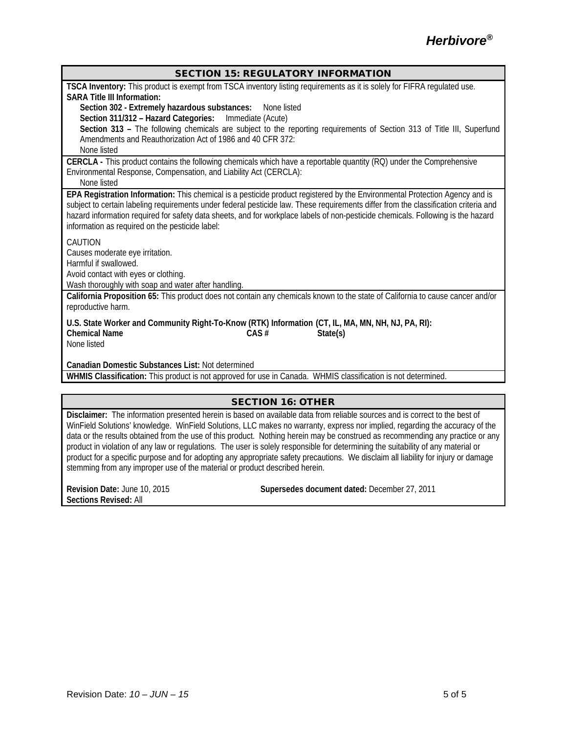## SECTION 15: REGULATORY INFORMATION

**TSCA Inventory:** This product is exempt from TSCA inventory listing requirements as it is solely for FIFRA regulated use.

**SARA Title III Information:**

**Section 302 - Extremely hazardous substances:** None listed

**Section 311/312 – Hazard Categories:** Immediate (Acute)

**Section 313 –** The following chemicals are subject to the reporting requirements of Section 313 of Title III, Superfund Amendments and Reauthorization Act of 1986 and 40 CFR 372:

None listed

**CERCLA -** This product contains the following chemicals which have a reportable quantity (RQ) under the Comprehensive Environmental Response, Compensation, and Liability Act (CERCLA):

None listed

**EPA Registration Information:** This chemical is a pesticide product registered by the Environmental Protection Agency and is subject to certain labeling requirements under federal pesticide law. These requirements differ from the classification criteria and hazard information required for safety data sheets, and for workplace labels of non-pesticide chemicals. Following is the hazard information as required on the pesticide label:

CAUTION
Causes moderate eye irritation.
Harmful if swallowed.
Avoid contact with eyes or clothing.
Wash thoroughly with soap and water after handling.

**California Proposition 65:** This product does not contain any chemicals known to the state of California to cause cancer and/or reproductive harm.

**U.S. State Worker and Community Right-To-Know (RTK) Information (CT, IL, MA, MN, NH, NJ, PA, RI):**

| Chemical Name | CAS # | State(s) |
|---|---|---|
| None listed | | |

**Canadian Domestic Substances List:** Not determined

**WHMIS Classification:** This product is not approved for use in Canada. WHMIS classification is not determined.

## SECTION 16: OTHER

**Disclaimer:** The information presented herein is based on available data from reliable sources and is correct to the best of WinField Solutions' knowledge. WinField Solutions, LLC makes no warranty, express nor implied, regarding the accuracy of the data or the results obtained from the use of this product. Nothing herein may be construed as recommending any practice or any product in violation of any law or regulations. The user is solely responsible for determining the suitability of any material or product for a specific purpose and for adopting any appropriate safety precautions. We disclaim all liability for injury or damage stemming from any improper use of the material or product described herein.

**Revision Date:** June 10, 2015 **Supersedes document dated:** December 27, 2011

**Sections Revised:** All